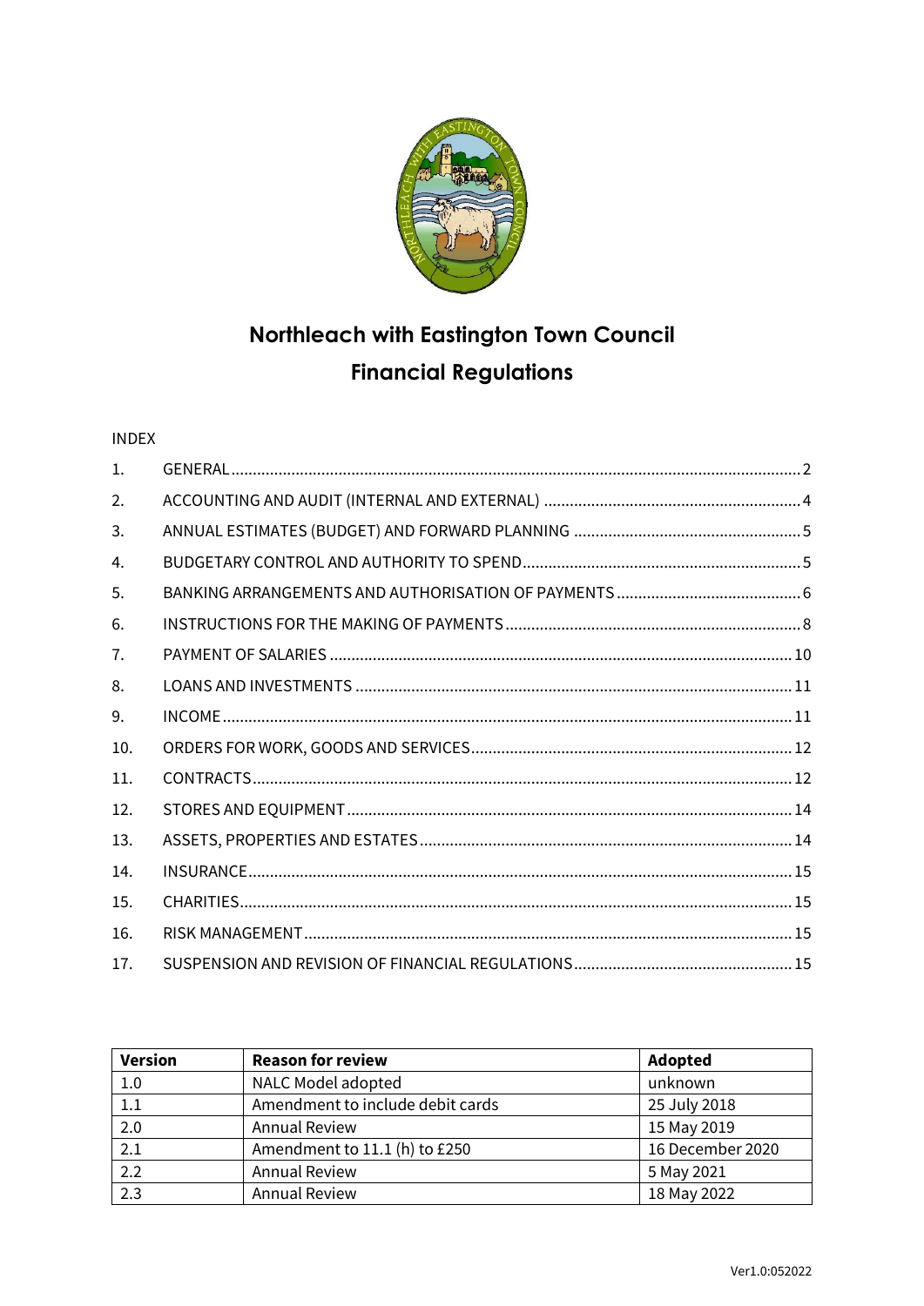# Northleach with Eastington Town Council

## Financial Regulations

INDEX

1. GENERAL .......... 2
2. ACCOUNTING AND AUDIT (INTERNAL AND EXTERNAL) .......... 4
3. ANNUAL ESTIMATES (BUDGET) AND FORWARD PLANNING .......... 5
4. BUDGETARY CONTROL AND AUTHORITY TO SPEND .......... 5
5. BANKING ARRANGEMENTS AND AUTHORISATION OF PAYMENTS .......... 6
6. INSTRUCTIONS FOR THE MAKING OF PAYMENTS .......... 8
7. PAYMENT OF SALARIES .......... 10
8. LOANS AND INVESTMENTS .......... 11
9. INCOME .......... 11
10. ORDERS FOR WORK, GOODS AND SERVICES .......... 12
11. CONTRACTS .......... 12
12. STORES AND EQUIPMENT .......... 14
13. ASSETS, PROPERTIES AND ESTATES .......... 14
14. INSURANCE .......... 15
15. CHARITIES .......... 15
16. RISK MANAGEMENT .......... 15
17. SUSPENSION AND REVISION OF FINANCIAL REGULATIONS .......... 15

| Version | Reason for review | Adopted |
|---|---|---|
| 1.0 | NALC Model adopted | unknown |
| 1.1 | Amendment to include debit cards | 25 July 2018 |
| 2.0 | Annual Review | 15 May 2019 |
| 2.1 | Amendment to 11.1 (h) to £250 | 16 December 2020 |
| 2.2 | Annual Review | 5 May 2021 |
| 2.3 | Annual Review | 18 May 2022 |

Ver1.0:052022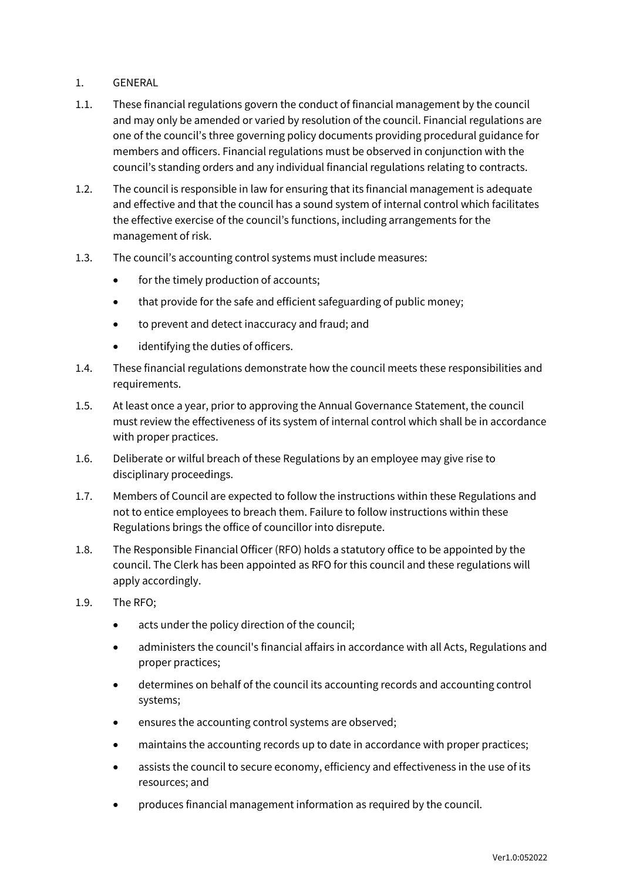## 1. GENERAL

1.1. These financial regulations govern the conduct of financial management by the council and may only be amended or varied by resolution of the council. Financial regulations are one of the council's three governing policy documents providing procedural guidance for members and officers. Financial regulations must be observed in conjunction with the council's standing orders and any individual financial regulations relating to contracts.

1.2. The council is responsible in law for ensuring that its financial management is adequate and effective and that the council has a sound system of internal control which facilitates the effective exercise of the council's functions, including arrangements for the management of risk.

1.3. The council's accounting control systems must include measures:

- for the timely production of accounts;
- that provide for the safe and efficient safeguarding of public money;
- to prevent and detect inaccuracy and fraud; and
- identifying the duties of officers.

1.4. These financial regulations demonstrate how the council meets these responsibilities and requirements.

1.5. At least once a year, prior to approving the Annual Governance Statement, the council must review the effectiveness of its system of internal control which shall be in accordance with proper practices.

1.6. Deliberate or wilful breach of these Regulations by an employee may give rise to disciplinary proceedings.

1.7. Members of Council are expected to follow the instructions within these Regulations and not to entice employees to breach them. Failure to follow instructions within these Regulations brings the office of councillor into disrepute.

1.8. The Responsible Financial Officer (RFO) holds a statutory office to be appointed by the council. The Clerk has been appointed as RFO for this council and these regulations will apply accordingly.

1.9. The RFO;

- acts under the policy direction of the council;
- administers the council's financial affairs in accordance with all Acts, Regulations and proper practices;
- determines on behalf of the council its accounting records and accounting control systems;
- ensures the accounting control systems are observed;
- maintains the accounting records up to date in accordance with proper practices;
- assists the council to secure economy, efficiency and effectiveness in the use of its resources; and
- produces financial management information as required by the council.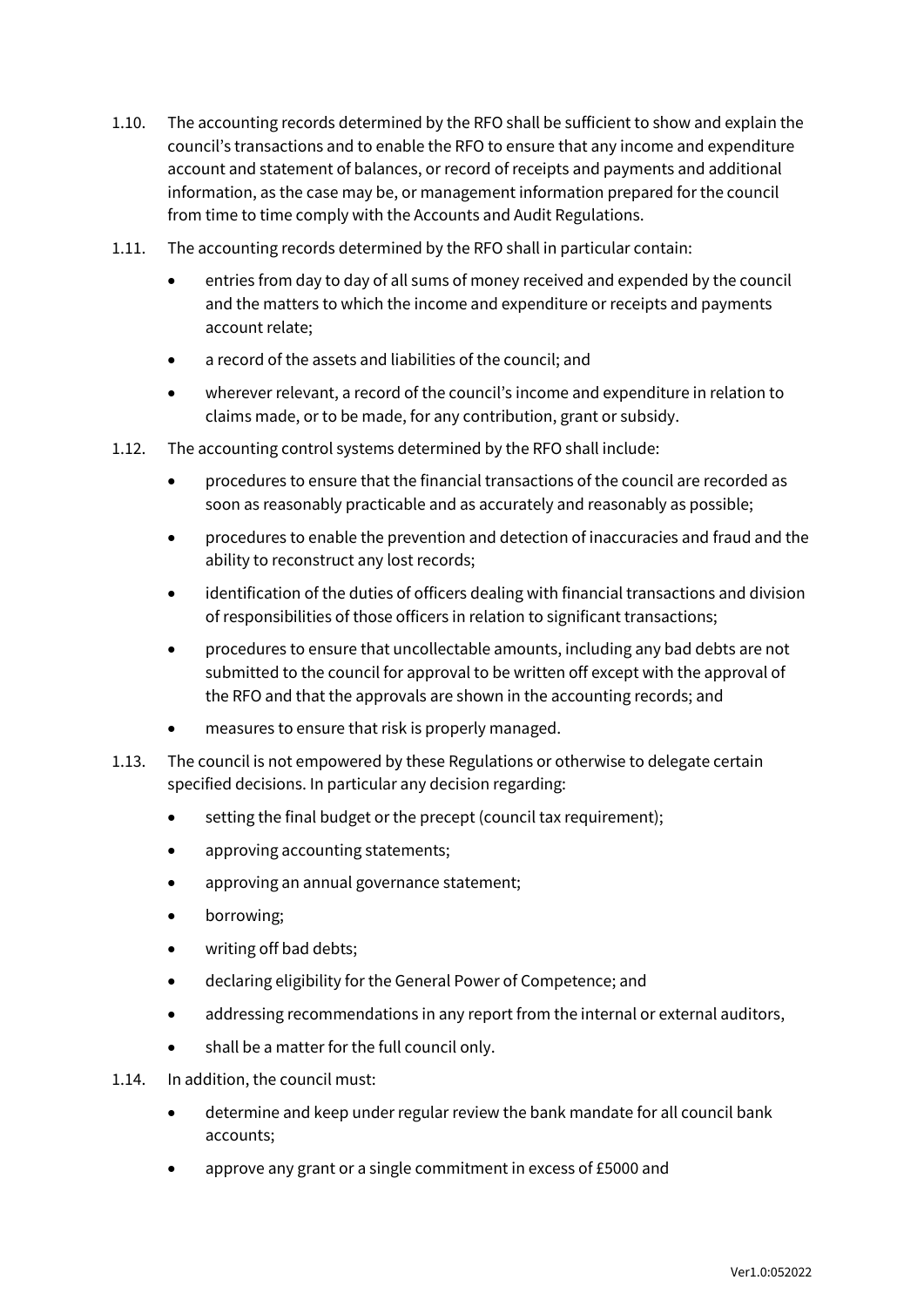1.10. The accounting records determined by the RFO shall be sufficient to show and explain the council's transactions and to enable the RFO to ensure that any income and expenditure account and statement of balances, or record of receipts and payments and additional information, as the case may be, or management information prepared for the council from time to time comply with the Accounts and Audit Regulations.

1.11. The accounting records determined by the RFO shall in particular contain:

- entries from day to day of all sums of money received and expended by the council and the matters to which the income and expenditure or receipts and payments account relate;
- a record of the assets and liabilities of the council; and
- wherever relevant, a record of the council's income and expenditure in relation to claims made, or to be made, for any contribution, grant or subsidy.

1.12. The accounting control systems determined by the RFO shall include:

- procedures to ensure that the financial transactions of the council are recorded as soon as reasonably practicable and as accurately and reasonably as possible;
- procedures to enable the prevention and detection of inaccuracies and fraud and the ability to reconstruct any lost records;
- identification of the duties of officers dealing with financial transactions and division of responsibilities of those officers in relation to significant transactions;
- procedures to ensure that uncollectable amounts, including any bad debts are not submitted to the council for approval to be written off except with the approval of the RFO and that the approvals are shown in the accounting records; and
- measures to ensure that risk is properly managed.

1.13. The council is not empowered by these Regulations or otherwise to delegate certain specified decisions. In particular any decision regarding:

- setting the final budget or the precept (council tax requirement);
- approving accounting statements;
- approving an annual governance statement;
- borrowing;
- writing off bad debts;
- declaring eligibility for the General Power of Competence; and
- addressing recommendations in any report from the internal or external auditors,
- shall be a matter for the full council only.

1.14. In addition, the council must:

- determine and keep under regular review the bank mandate for all council bank accounts;
- approve any grant or a single commitment in excess of £5000 and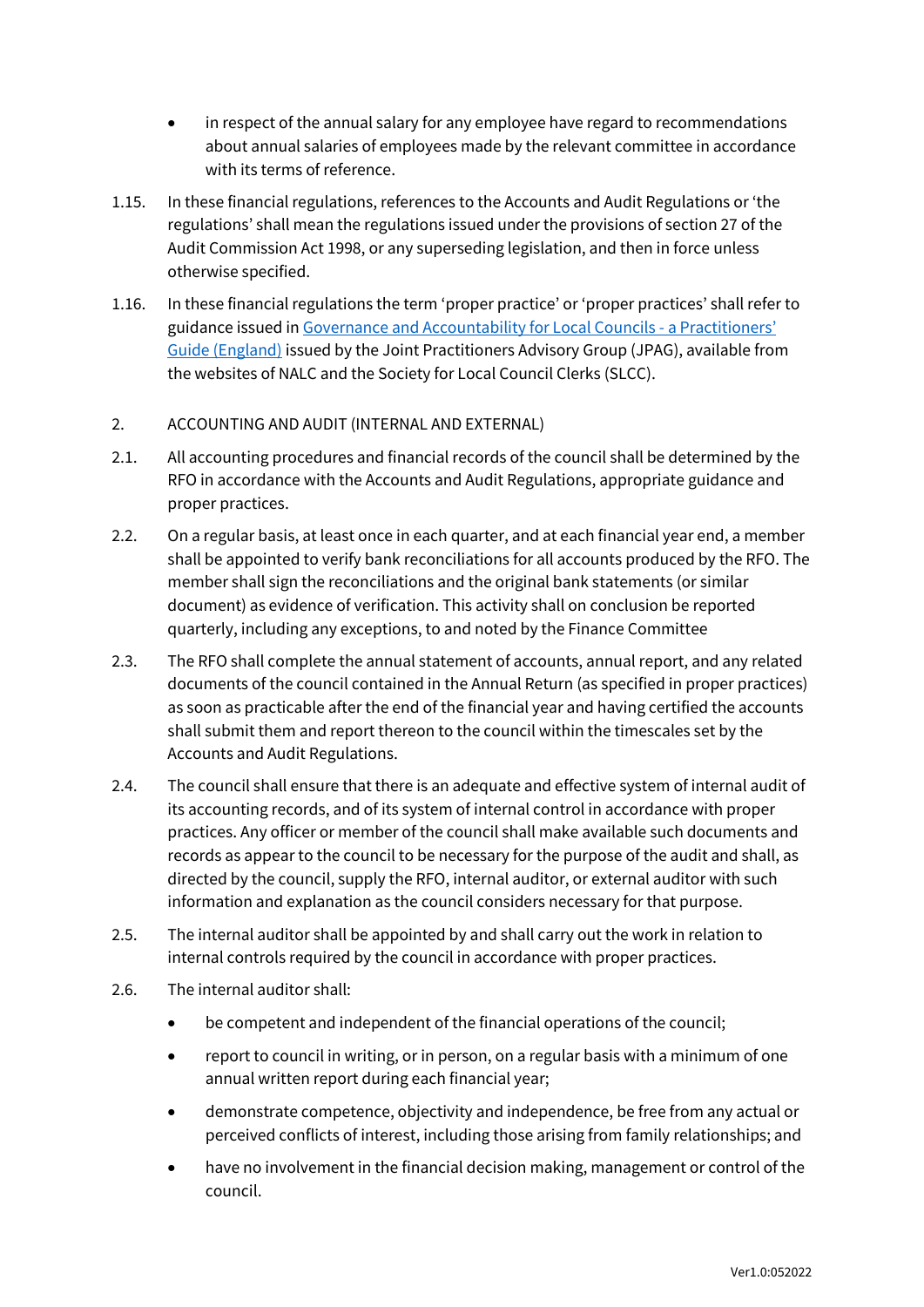- in respect of the annual salary for any employee have regard to recommendations about annual salaries of employees made by the relevant committee in accordance with its terms of reference.

1.15. In these financial regulations, references to the Accounts and Audit Regulations or 'the regulations' shall mean the regulations issued under the provisions of section 27 of the Audit Commission Act 1998, or any superseding legislation, and then in force unless otherwise specified.

1.16. In these financial regulations the term 'proper practice' or 'proper practices' shall refer to guidance issued in [Governance and Accountability for Local Councils - a Practitioners' Guide (England)] issued by the Joint Practitioners Advisory Group (JPAG), available from the websites of NALC and the Society for Local Council Clerks (SLCC).

## 2. ACCOUNTING AND AUDIT (INTERNAL AND EXTERNAL)

2.1. All accounting procedures and financial records of the council shall be determined by the RFO in accordance with the Accounts and Audit Regulations, appropriate guidance and proper practices.

2.2. On a regular basis, at least once in each quarter, and at each financial year end, a member shall be appointed to verify bank reconciliations for all accounts produced by the RFO. The member shall sign the reconciliations and the original bank statements (or similar document) as evidence of verification. This activity shall on conclusion be reported quarterly, including any exceptions, to and noted by the Finance Committee

2.3. The RFO shall complete the annual statement of accounts, annual report, and any related documents of the council contained in the Annual Return (as specified in proper practices) as soon as practicable after the end of the financial year and having certified the accounts shall submit them and report thereon to the council within the timescales set by the Accounts and Audit Regulations.

2.4. The council shall ensure that there is an adequate and effective system of internal audit of its accounting records, and of its system of internal control in accordance with proper practices. Any officer or member of the council shall make available such documents and records as appear to the council to be necessary for the purpose of the audit and shall, as directed by the council, supply the RFO, internal auditor, or external auditor with such information and explanation as the council considers necessary for that purpose.

2.5. The internal auditor shall be appointed by and shall carry out the work in relation to internal controls required by the council in accordance with proper practices.

2.6. The internal auditor shall:

- be competent and independent of the financial operations of the council;
- report to council in writing, or in person, on a regular basis with a minimum of one annual written report during each financial year;
- demonstrate competence, objectivity and independence, be free from any actual or perceived conflicts of interest, including those arising from family relationships; and
- have no involvement in the financial decision making, management or control of the council.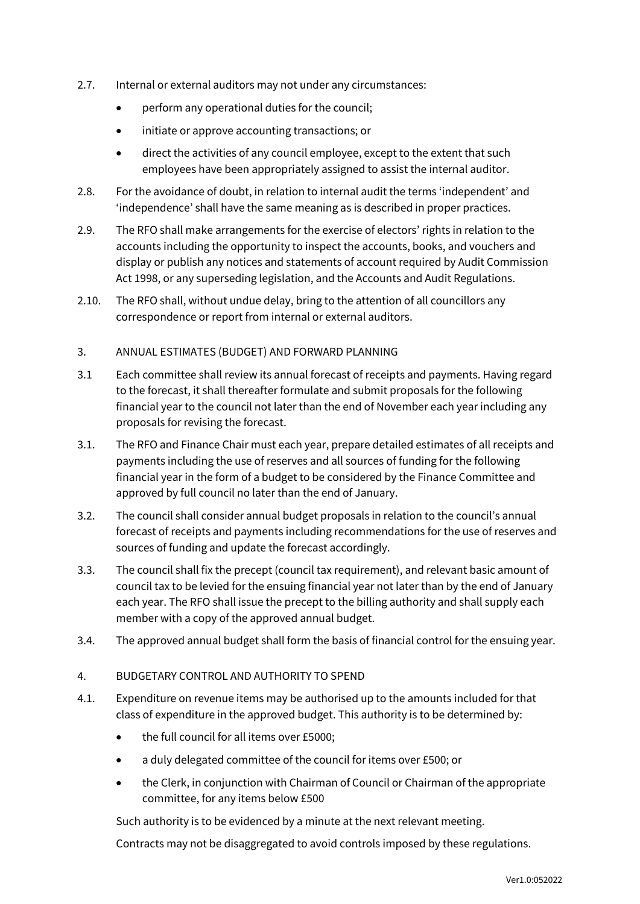2.7. Internal or external auditors may not under any circumstances:

- perform any operational duties for the council;
- initiate or approve accounting transactions; or
- direct the activities of any council employee, except to the extent that such employees have been appropriately assigned to assist the internal auditor.

2.8. For the avoidance of doubt, in relation to internal audit the terms 'independent' and 'independence' shall have the same meaning as is described in proper practices.

2.9. The RFO shall make arrangements for the exercise of electors' rights in relation to the accounts including the opportunity to inspect the accounts, books, and vouchers and display or publish any notices and statements of account required by Audit Commission Act 1998, or any superseding legislation, and the Accounts and Audit Regulations.

2.10. The RFO shall, without undue delay, bring to the attention of all councillors any correspondence or report from internal or external auditors.

## 3. ANNUAL ESTIMATES (BUDGET) AND FORWARD PLANNING

3.1 Each committee shall review its annual forecast of receipts and payments. Having regard to the forecast, it shall thereafter formulate and submit proposals for the following financial year to the council not later than the end of November each year including any proposals for revising the forecast.

3.1. The RFO and Finance Chair must each year, prepare detailed estimates of all receipts and payments including the use of reserves and all sources of funding for the following financial year in the form of a budget to be considered by the Finance Committee and approved by full council no later than the end of January.

3.2. The council shall consider annual budget proposals in relation to the council's annual forecast of receipts and payments including recommendations for the use of reserves and sources of funding and update the forecast accordingly.

3.3. The council shall fix the precept (council tax requirement), and relevant basic amount of council tax to be levied for the ensuing financial year not later than by the end of January each year. The RFO shall issue the precept to the billing authority and shall supply each member with a copy of the approved annual budget.

3.4. The approved annual budget shall form the basis of financial control for the ensuing year.

## 4. BUDGETARY CONTROL AND AUTHORITY TO SPEND

4.1. Expenditure on revenue items may be authorised up to the amounts included for that class of expenditure in the approved budget. This authority is to be determined by:

- the full council for all items over £5000;
- a duly delegated committee of the council for items over £500; or
- the Clerk, in conjunction with Chairman of Council or Chairman of the appropriate committee, for any items below £500

Such authority is to be evidenced by a minute at the next relevant meeting.

Contracts may not be disaggregated to avoid controls imposed by these regulations.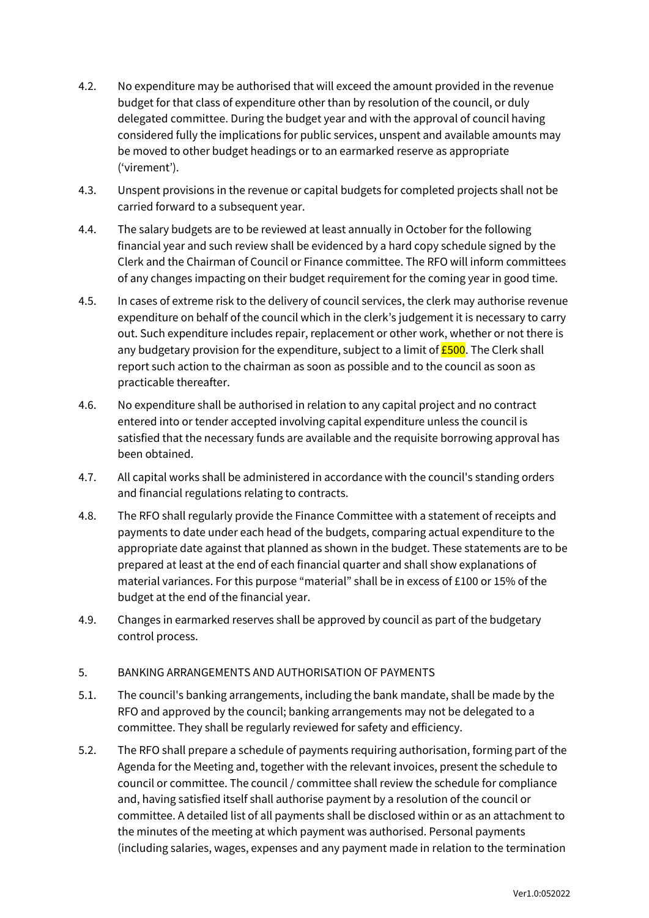4.2. No expenditure may be authorised that will exceed the amount provided in the revenue budget for that class of expenditure other than by resolution of the council, or duly delegated committee. During the budget year and with the approval of council having considered fully the implications for public services, unspent and available amounts may be moved to other budget headings or to an earmarked reserve as appropriate ('virement').

4.3. Unspent provisions in the revenue or capital budgets for completed projects shall not be carried forward to a subsequent year.

4.4. The salary budgets are to be reviewed at least annually in October for the following financial year and such review shall be evidenced by a hard copy schedule signed by the Clerk and the Chairman of Council or Finance committee. The RFO will inform committees of any changes impacting on their budget requirement for the coming year in good time.

4.5. In cases of extreme risk to the delivery of council services, the clerk may authorise revenue expenditure on behalf of the council which in the clerk's judgement it is necessary to carry out. Such expenditure includes repair, replacement or other work, whether or not there is any budgetary provision for the expenditure, subject to a limit of £500. The Clerk shall report such action to the chairman as soon as possible and to the council as soon as practicable thereafter.

4.6. No expenditure shall be authorised in relation to any capital project and no contract entered into or tender accepted involving capital expenditure unless the council is satisfied that the necessary funds are available and the requisite borrowing approval has been obtained.

4.7. All capital works shall be administered in accordance with the council's standing orders and financial regulations relating to contracts.

4.8. The RFO shall regularly provide the Finance Committee with a statement of receipts and payments to date under each head of the budgets, comparing actual expenditure to the appropriate date against that planned as shown in the budget. These statements are to be prepared at least at the end of each financial quarter and shall show explanations of material variances. For this purpose "material" shall be in excess of £100 or 15% of the budget at the end of the financial year.

4.9. Changes in earmarked reserves shall be approved by council as part of the budgetary control process.

5. BANKING ARRANGEMENTS AND AUTHORISATION OF PAYMENTS

5.1. The council's banking arrangements, including the bank mandate, shall be made by the RFO and approved by the council; banking arrangements may not be delegated to a committee. They shall be regularly reviewed for safety and efficiency.

5.2. The RFO shall prepare a schedule of payments requiring authorisation, forming part of the Agenda for the Meeting and, together with the relevant invoices, present the schedule to council or committee. The council / committee shall review the schedule for compliance and, having satisfied itself shall authorise payment by a resolution of the council or committee. A detailed list of all payments shall be disclosed within or as an attachment to the minutes of the meeting at which payment was authorised. Personal payments (including salaries, wages, expenses and any payment made in relation to the termination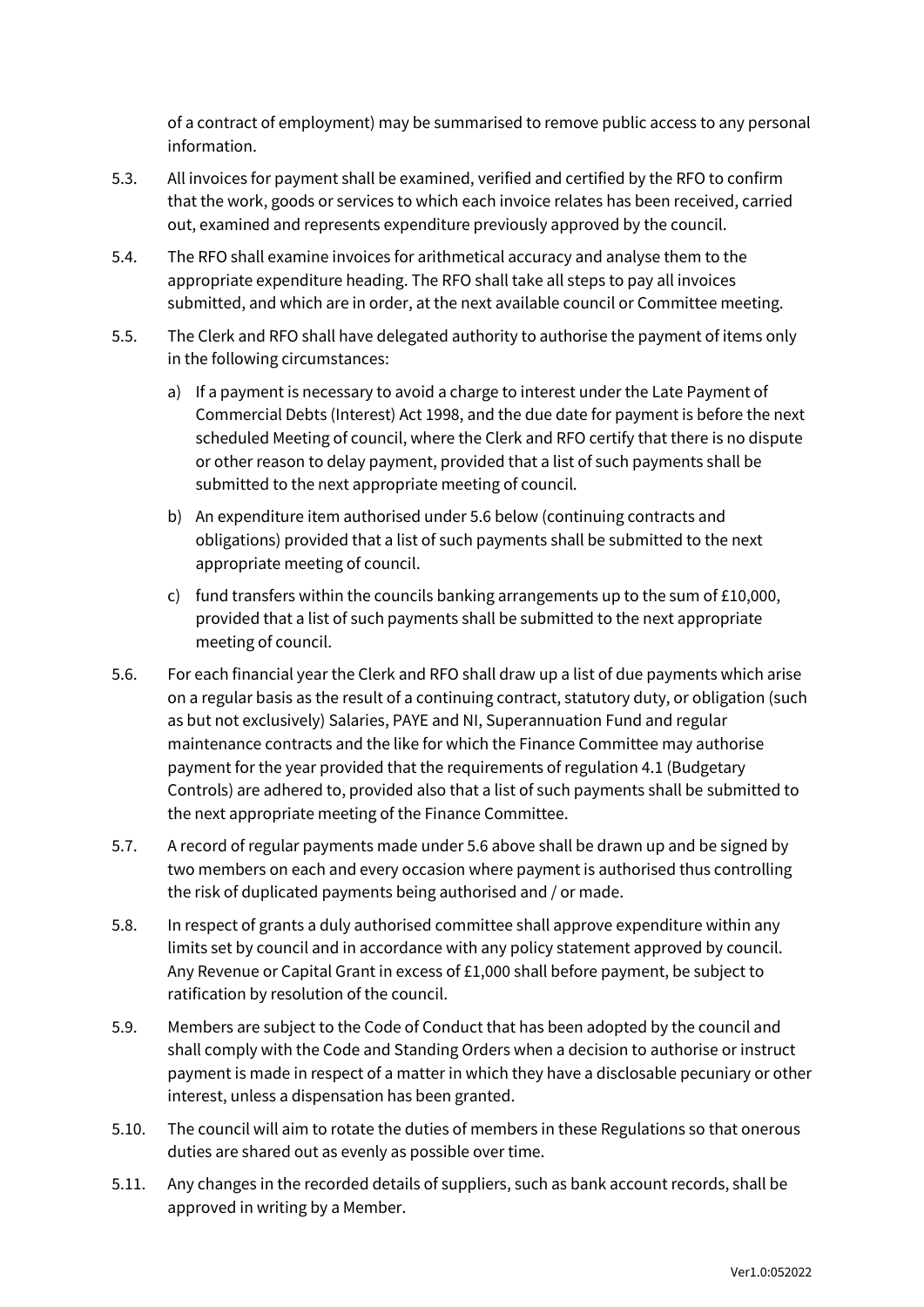of a contract of employment) may be summarised to remove public access to any personal information.

5.3. All invoices for payment shall be examined, verified and certified by the RFO to confirm that the work, goods or services to which each invoice relates has been received, carried out, examined and represents expenditure previously approved by the council.

5.4. The RFO shall examine invoices for arithmetical accuracy and analyse them to the appropriate expenditure heading. The RFO shall take all steps to pay all invoices submitted, and which are in order, at the next available council or Committee meeting.

5.5. The Clerk and RFO shall have delegated authority to authorise the payment of items only in the following circumstances:

a) If a payment is necessary to avoid a charge to interest under the Late Payment of Commercial Debts (Interest) Act 1998, and the due date for payment is before the next scheduled Meeting of council, where the Clerk and RFO certify that there is no dispute or other reason to delay payment, provided that a list of such payments shall be submitted to the next appropriate meeting of council.

b) An expenditure item authorised under 5.6 below (continuing contracts and obligations) provided that a list of such payments shall be submitted to the next appropriate meeting of council.

c) fund transfers within the councils banking arrangements up to the sum of £10,000, provided that a list of such payments shall be submitted to the next appropriate meeting of council.

5.6. For each financial year the Clerk and RFO shall draw up a list of due payments which arise on a regular basis as the result of a continuing contract, statutory duty, or obligation (such as but not exclusively) Salaries, PAYE and NI, Superannuation Fund and regular maintenance contracts and the like for which the Finance Committee may authorise payment for the year provided that the requirements of regulation 4.1 (Budgetary Controls) are adhered to, provided also that a list of such payments shall be submitted to the next appropriate meeting of the Finance Committee.

5.7. A record of regular payments made under 5.6 above shall be drawn up and be signed by two members on each and every occasion where payment is authorised thus controlling the risk of duplicated payments being authorised and / or made.

5.8. In respect of grants a duly authorised committee shall approve expenditure within any limits set by council and in accordance with any policy statement approved by council. Any Revenue or Capital Grant in excess of £1,000 shall before payment, be subject to ratification by resolution of the council.

5.9. Members are subject to the Code of Conduct that has been adopted by the council and shall comply with the Code and Standing Orders when a decision to authorise or instruct payment is made in respect of a matter in which they have a disclosable pecuniary or other interest, unless a dispensation has been granted.

5.10. The council will aim to rotate the duties of members in these Regulations so that onerous duties are shared out as evenly as possible over time.

5.11. Any changes in the recorded details of suppliers, such as bank account records, shall be approved in writing by a Member.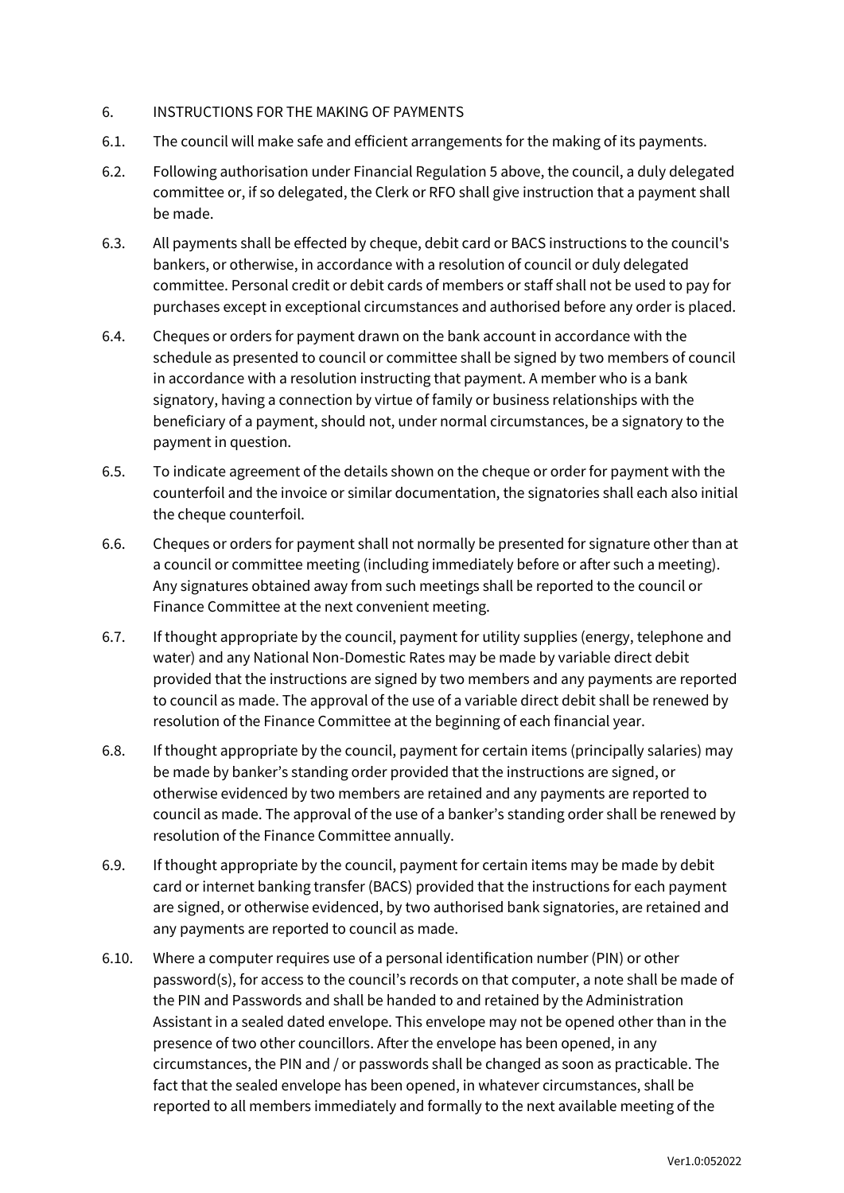## 6. INSTRUCTIONS FOR THE MAKING OF PAYMENTS

6.1. The council will make safe and efficient arrangements for the making of its payments.

6.2. Following authorisation under Financial Regulation 5 above, the council, a duly delegated committee or, if so delegated, the Clerk or RFO shall give instruction that a payment shall be made.

6.3. All payments shall be effected by cheque, debit card or BACS instructions to the council's bankers, or otherwise, in accordance with a resolution of council or duly delegated committee. Personal credit or debit cards of members or staff shall not be used to pay for purchases except in exceptional circumstances and authorised before any order is placed.

6.4. Cheques or orders for payment drawn on the bank account in accordance with the schedule as presented to council or committee shall be signed by two members of council in accordance with a resolution instructing that payment. A member who is a bank signatory, having a connection by virtue of family or business relationships with the beneficiary of a payment, should not, under normal circumstances, be a signatory to the payment in question.

6.5. To indicate agreement of the details shown on the cheque or order for payment with the counterfoil and the invoice or similar documentation, the signatories shall each also initial the cheque counterfoil.

6.6. Cheques or orders for payment shall not normally be presented for signature other than at a council or committee meeting (including immediately before or after such a meeting). Any signatures obtained away from such meetings shall be reported to the council or Finance Committee at the next convenient meeting.

6.7. If thought appropriate by the council, payment for utility supplies (energy, telephone and water) and any National Non-Domestic Rates may be made by variable direct debit provided that the instructions are signed by two members and any payments are reported to council as made. The approval of the use of a variable direct debit shall be renewed by resolution of the Finance Committee at the beginning of each financial year.

6.8. If thought appropriate by the council, payment for certain items (principally salaries) may be made by banker's standing order provided that the instructions are signed, or otherwise evidenced by two members are retained and any payments are reported to council as made. The approval of the use of a banker's standing order shall be renewed by resolution of the Finance Committee annually.

6.9. If thought appropriate by the council, payment for certain items may be made by debit card or internet banking transfer (BACS) provided that the instructions for each payment are signed, or otherwise evidenced, by two authorised bank signatories, are retained and any payments are reported to council as made.

6.10. Where a computer requires use of a personal identification number (PIN) or other password(s), for access to the council's records on that computer, a note shall be made of the PIN and Passwords and shall be handed to and retained by the Administration Assistant in a sealed dated envelope. This envelope may not be opened other than in the presence of two other councillors. After the envelope has been opened, in any circumstances, the PIN and / or passwords shall be changed as soon as practicable. The fact that the sealed envelope has been opened, in whatever circumstances, shall be reported to all members immediately and formally to the next available meeting of the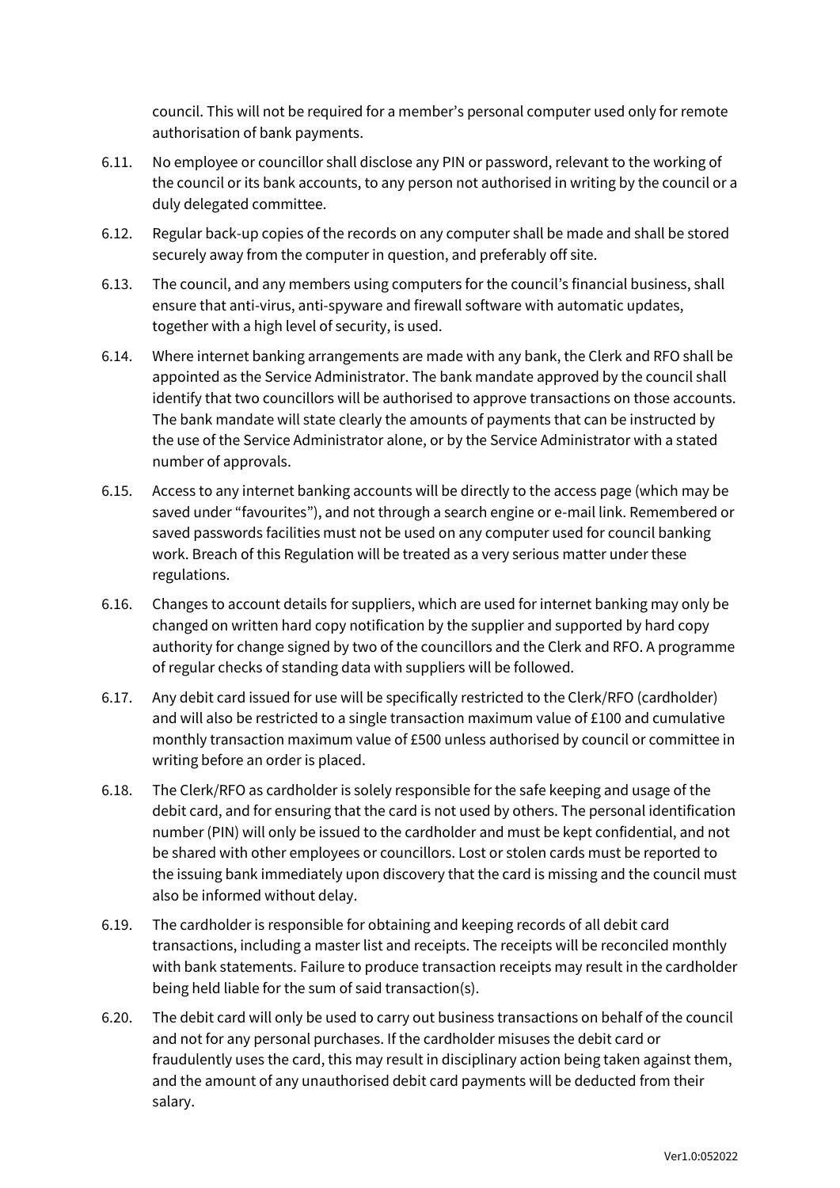council. This will not be required for a member's personal computer used only for remote authorisation of bank payments.

6.11. No employee or councillor shall disclose any PIN or password, relevant to the working of the council or its bank accounts, to any person not authorised in writing by the council or a duly delegated committee.

6.12. Regular back-up copies of the records on any computer shall be made and shall be stored securely away from the computer in question, and preferably off site.

6.13. The council, and any members using computers for the council's financial business, shall ensure that anti-virus, anti-spyware and firewall software with automatic updates, together with a high level of security, is used.

6.14. Where internet banking arrangements are made with any bank, the Clerk and RFO shall be appointed as the Service Administrator. The bank mandate approved by the council shall identify that two councillors will be authorised to approve transactions on those accounts. The bank mandate will state clearly the amounts of payments that can be instructed by the use of the Service Administrator alone, or by the Service Administrator with a stated number of approvals.

6.15. Access to any internet banking accounts will be directly to the access page (which may be saved under "favourites"), and not through a search engine or e-mail link. Remembered or saved passwords facilities must not be used on any computer used for council banking work. Breach of this Regulation will be treated as a very serious matter under these regulations.

6.16. Changes to account details for suppliers, which are used for internet banking may only be changed on written hard copy notification by the supplier and supported by hard copy authority for change signed by two of the councillors and the Clerk and RFO. A programme of regular checks of standing data with suppliers will be followed.

6.17. Any debit card issued for use will be specifically restricted to the Clerk/RFO (cardholder) and will also be restricted to a single transaction maximum value of £100 and cumulative monthly transaction maximum value of £500 unless authorised by council or committee in writing before an order is placed.

6.18. The Clerk/RFO as cardholder is solely responsible for the safe keeping and usage of the debit card, and for ensuring that the card is not used by others. The personal identification number (PIN) will only be issued to the cardholder and must be kept confidential, and not be shared with other employees or councillors. Lost or stolen cards must be reported to the issuing bank immediately upon discovery that the card is missing and the council must also be informed without delay.

6.19. The cardholder is responsible for obtaining and keeping records of all debit card transactions, including a master list and receipts. The receipts will be reconciled monthly with bank statements. Failure to produce transaction receipts may result in the cardholder being held liable for the sum of said transaction(s).

6.20. The debit card will only be used to carry out business transactions on behalf of the council and not for any personal purchases. If the cardholder misuses the debit card or fraudulently uses the card, this may result in disciplinary action being taken against them, and the amount of any unauthorised debit card payments will be deducted from their salary.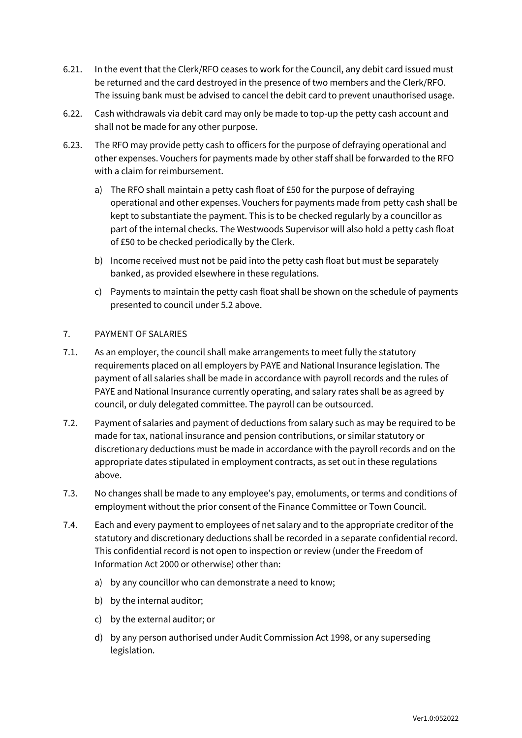6.21. In the event that the Clerk/RFO ceases to work for the Council, any debit card issued must be returned and the card destroyed in the presence of two members and the Clerk/RFO. The issuing bank must be advised to cancel the debit card to prevent unauthorised usage.

6.22. Cash withdrawals via debit card may only be made to top-up the petty cash account and shall not be made for any other purpose.

6.23. The RFO may provide petty cash to officers for the purpose of defraying operational and other expenses. Vouchers for payments made by other staff shall be forwarded to the RFO with a claim for reimbursement.

a) The RFO shall maintain a petty cash float of £50 for the purpose of defraying operational and other expenses. Vouchers for payments made from petty cash shall be kept to substantiate the payment. This is to be checked regularly by a councillor as part of the internal checks. The Westwoods Supervisor will also hold a petty cash float of £50 to be checked periodically by the Clerk.

b) Income received must not be paid into the petty cash float but must be separately banked, as provided elsewhere in these regulations.

c) Payments to maintain the petty cash float shall be shown on the schedule of payments presented to council under 5.2 above.

## 7. PAYMENT OF SALARIES

7.1. As an employer, the council shall make arrangements to meet fully the statutory requirements placed on all employers by PAYE and National Insurance legislation. The payment of all salaries shall be made in accordance with payroll records and the rules of PAYE and National Insurance currently operating, and salary rates shall be as agreed by council, or duly delegated committee. The payroll can be outsourced.

7.2. Payment of salaries and payment of deductions from salary such as may be required to be made for tax, national insurance and pension contributions, or similar statutory or discretionary deductions must be made in accordance with the payroll records and on the appropriate dates stipulated in employment contracts, as set out in these regulations above.

7.3. No changes shall be made to any employee's pay, emoluments, or terms and conditions of employment without the prior consent of the Finance Committee or Town Council.

7.4. Each and every payment to employees of net salary and to the appropriate creditor of the statutory and discretionary deductions shall be recorded in a separate confidential record. This confidential record is not open to inspection or review (under the Freedom of Information Act 2000 or otherwise) other than:

a) by any councillor who can demonstrate a need to know;

b) by the internal auditor;

c) by the external auditor; or

d) by any person authorised under Audit Commission Act 1998, or any superseding legislation.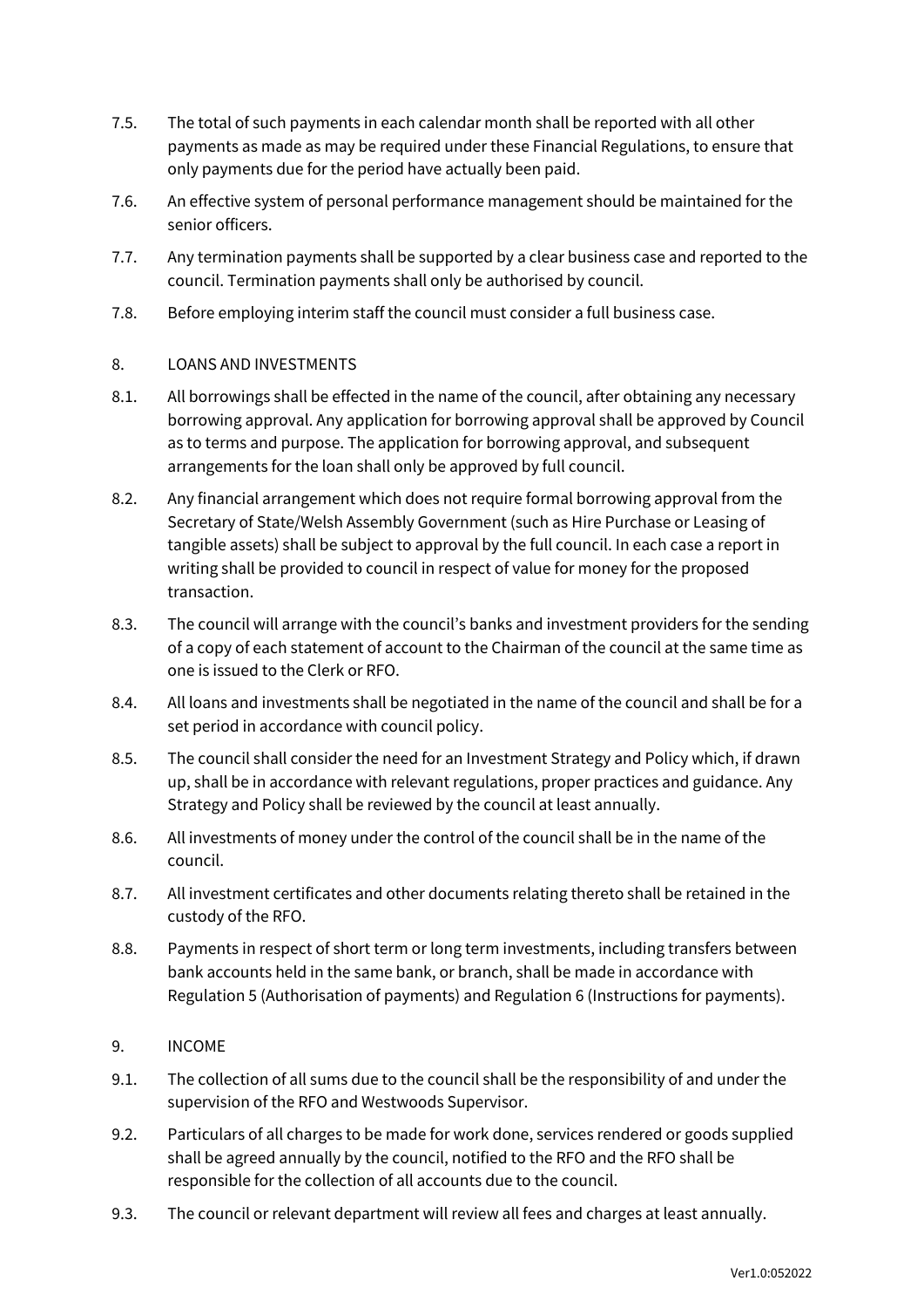7.5. The total of such payments in each calendar month shall be reported with all other payments as made as may be required under these Financial Regulations, to ensure that only payments due for the period have actually been paid.

7.6. An effective system of personal performance management should be maintained for the senior officers.

7.7. Any termination payments shall be supported by a clear business case and reported to the council. Termination payments shall only be authorised by council.

7.8. Before employing interim staff the council must consider a full business case.

## 8. LOANS AND INVESTMENTS

8.1. All borrowings shall be effected in the name of the council, after obtaining any necessary borrowing approval. Any application for borrowing approval shall be approved by Council as to terms and purpose. The application for borrowing approval, and subsequent arrangements for the loan shall only be approved by full council.

8.2. Any financial arrangement which does not require formal borrowing approval from the Secretary of State/Welsh Assembly Government (such as Hire Purchase or Leasing of tangible assets) shall be subject to approval by the full council. In each case a report in writing shall be provided to council in respect of value for money for the proposed transaction.

8.3. The council will arrange with the council's banks and investment providers for the sending of a copy of each statement of account to the Chairman of the council at the same time as one is issued to the Clerk or RFO.

8.4. All loans and investments shall be negotiated in the name of the council and shall be for a set period in accordance with council policy.

8.5. The council shall consider the need for an Investment Strategy and Policy which, if drawn up, shall be in accordance with relevant regulations, proper practices and guidance. Any Strategy and Policy shall be reviewed by the council at least annually.

8.6. All investments of money under the control of the council shall be in the name of the council.

8.7. All investment certificates and other documents relating thereto shall be retained in the custody of the RFO.

8.8. Payments in respect of short term or long term investments, including transfers between bank accounts held in the same bank, or branch, shall be made in accordance with Regulation 5 (Authorisation of payments) and Regulation 6 (Instructions for payments).

## 9. INCOME

9.1. The collection of all sums due to the council shall be the responsibility of and under the supervision of the RFO and Westwoods Supervisor.

9.2. Particulars of all charges to be made for work done, services rendered or goods supplied shall be agreed annually by the council, notified to the RFO and the RFO shall be responsible for the collection of all accounts due to the council.

9.3. The council or relevant department will review all fees and charges at least annually.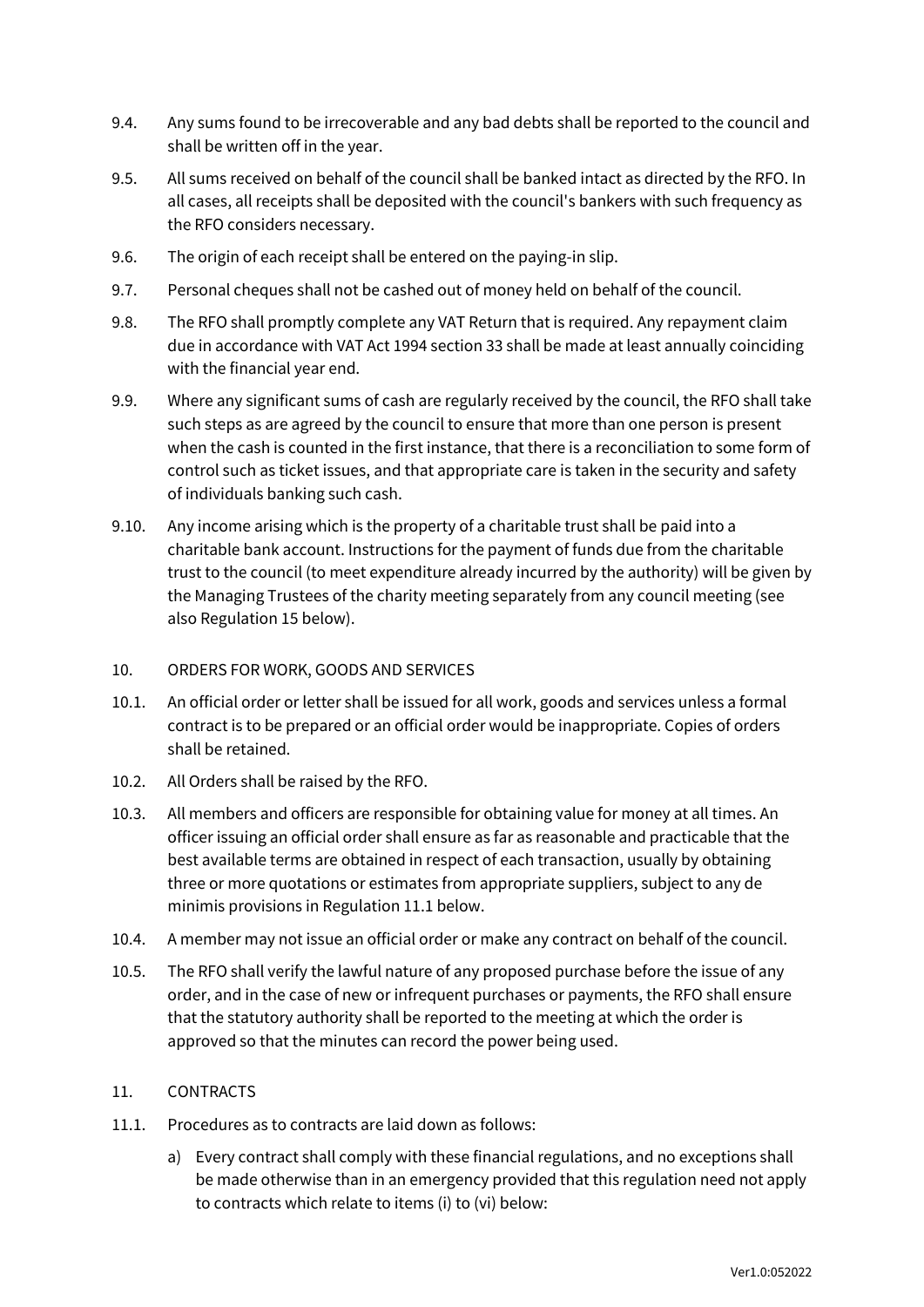9.4. Any sums found to be irrecoverable and any bad debts shall be reported to the council and shall be written off in the year.

9.5. All sums received on behalf of the council shall be banked intact as directed by the RFO. In all cases, all receipts shall be deposited with the council's bankers with such frequency as the RFO considers necessary.

9.6. The origin of each receipt shall be entered on the paying-in slip.

9.7. Personal cheques shall not be cashed out of money held on behalf of the council.

9.8. The RFO shall promptly complete any VAT Return that is required. Any repayment claim due in accordance with VAT Act 1994 section 33 shall be made at least annually coinciding with the financial year end.

9.9. Where any significant sums of cash are regularly received by the council, the RFO shall take such steps as are agreed by the council to ensure that more than one person is present when the cash is counted in the first instance, that there is a reconciliation to some form of control such as ticket issues, and that appropriate care is taken in the security and safety of individuals banking such cash.

9.10. Any income arising which is the property of a charitable trust shall be paid into a charitable bank account. Instructions for the payment of funds due from the charitable trust to the council (to meet expenditure already incurred by the authority) will be given by the Managing Trustees of the charity meeting separately from any council meeting (see also Regulation 15 below).

## 10. ORDERS FOR WORK, GOODS AND SERVICES

10.1. An official order or letter shall be issued for all work, goods and services unless a formal contract is to be prepared or an official order would be inappropriate. Copies of orders shall be retained.

10.2. All Orders shall be raised by the RFO.

10.3. All members and officers are responsible for obtaining value for money at all times. An officer issuing an official order shall ensure as far as reasonable and practicable that the best available terms are obtained in respect of each transaction, usually by obtaining three or more quotations or estimates from appropriate suppliers, subject to any de minimis provisions in Regulation 11.1 below.

10.4. A member may not issue an official order or make any contract on behalf of the council.

10.5. The RFO shall verify the lawful nature of any proposed purchase before the issue of any order, and in the case of new or infrequent purchases or payments, the RFO shall ensure that the statutory authority shall be reported to the meeting at which the order is approved so that the minutes can record the power being used.

## 11. CONTRACTS

11.1. Procedures as to contracts are laid down as follows:

a) Every contract shall comply with these financial regulations, and no exceptions shall be made otherwise than in an emergency provided that this regulation need not apply to contracts which relate to items (i) to (vi) below: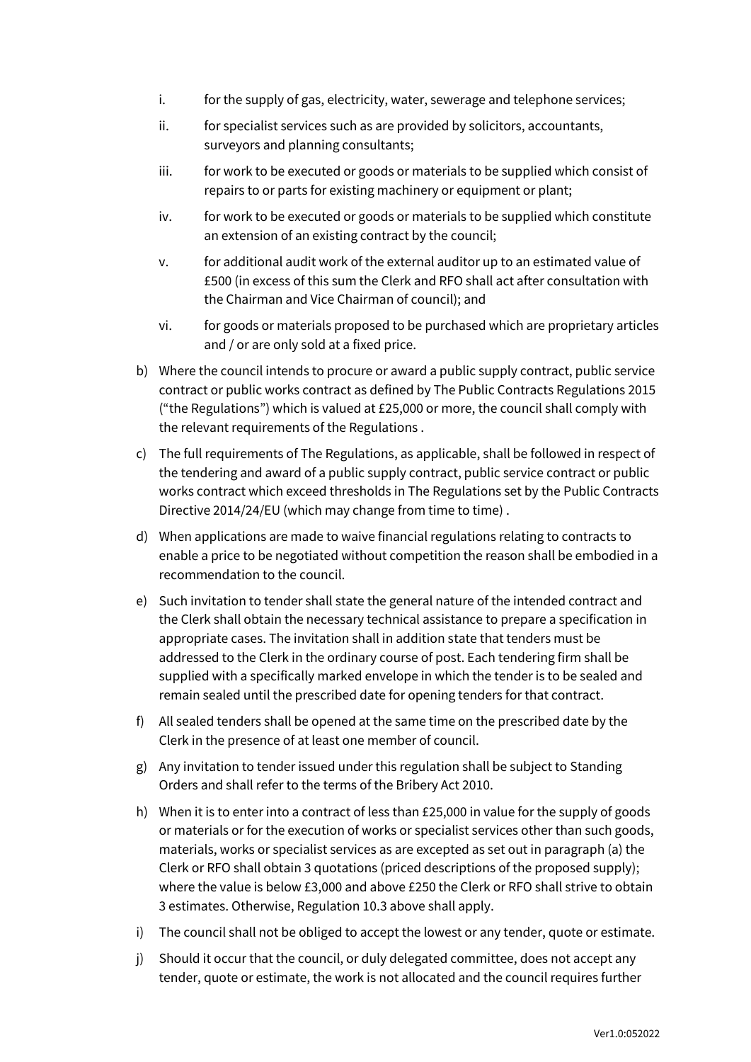i. for the supply of gas, electricity, water, sewerage and telephone services;

ii. for specialist services such as are provided by solicitors, accountants, surveyors and planning consultants;

iii. for work to be executed or goods or materials to be supplied which consist of repairs to or parts for existing machinery or equipment or plant;

iv. for work to be executed or goods or materials to be supplied which constitute an extension of an existing contract by the council;

v. for additional audit work of the external auditor up to an estimated value of £500 (in excess of this sum the Clerk and RFO shall act after consultation with the Chairman and Vice Chairman of council); and

vi. for goods or materials proposed to be purchased which are proprietary articles and / or are only sold at a fixed price.

b) Where the council intends to procure or award a public supply contract, public service contract or public works contract as defined by The Public Contracts Regulations 2015 ("the Regulations") which is valued at £25,000 or more, the council shall comply with the relevant requirements of the Regulations .

c) The full requirements of The Regulations, as applicable, shall be followed in respect of the tendering and award of a public supply contract, public service contract or public works contract which exceed thresholds in The Regulations set by the Public Contracts Directive 2014/24/EU (which may change from time to time) .

d) When applications are made to waive financial regulations relating to contracts to enable a price to be negotiated without competition the reason shall be embodied in a recommendation to the council.

e) Such invitation to tender shall state the general nature of the intended contract and the Clerk shall obtain the necessary technical assistance to prepare a specification in appropriate cases. The invitation shall in addition state that tenders must be addressed to the Clerk in the ordinary course of post. Each tendering firm shall be supplied with a specifically marked envelope in which the tender is to be sealed and remain sealed until the prescribed date for opening tenders for that contract.

f) All sealed tenders shall be opened at the same time on the prescribed date by the Clerk in the presence of at least one member of council.

g) Any invitation to tender issued under this regulation shall be subject to Standing Orders and shall refer to the terms of the Bribery Act 2010.

h) When it is to enter into a contract of less than £25,000 in value for the supply of goods or materials or for the execution of works or specialist services other than such goods, materials, works or specialist services as are excepted as set out in paragraph (a) the Clerk or RFO shall obtain 3 quotations (priced descriptions of the proposed supply); where the value is below £3,000 and above £250 the Clerk or RFO shall strive to obtain 3 estimates. Otherwise, Regulation 10.3 above shall apply.

i) The council shall not be obliged to accept the lowest or any tender, quote or estimate.

j) Should it occur that the council, or duly delegated committee, does not accept any tender, quote or estimate, the work is not allocated and the council requires further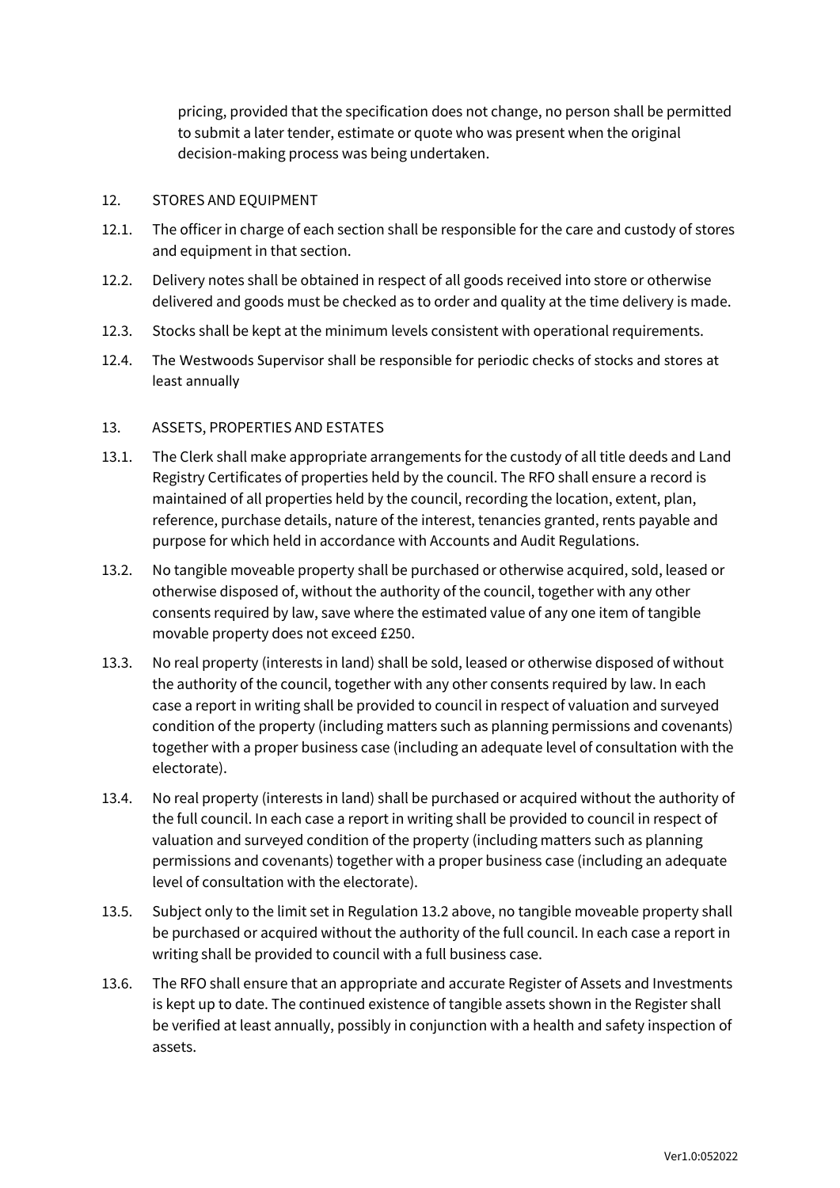pricing, provided that the specification does not change, no person shall be permitted to submit a later tender, estimate or quote who was present when the original decision-making process was being undertaken.

## 12. STORES AND EQUIPMENT

12.1. The officer in charge of each section shall be responsible for the care and custody of stores and equipment in that section.

12.2. Delivery notes shall be obtained in respect of all goods received into store or otherwise delivered and goods must be checked as to order and quality at the time delivery is made.

12.3. Stocks shall be kept at the minimum levels consistent with operational requirements.

12.4. The Westwoods Supervisor shall be responsible for periodic checks of stocks and stores at least annually

## 13. ASSETS, PROPERTIES AND ESTATES

13.1. The Clerk shall make appropriate arrangements for the custody of all title deeds and Land Registry Certificates of properties held by the council. The RFO shall ensure a record is maintained of all properties held by the council, recording the location, extent, plan, reference, purchase details, nature of the interest, tenancies granted, rents payable and purpose for which held in accordance with Accounts and Audit Regulations.

13.2. No tangible moveable property shall be purchased or otherwise acquired, sold, leased or otherwise disposed of, without the authority of the council, together with any other consents required by law, save where the estimated value of any one item of tangible movable property does not exceed £250.

13.3. No real property (interests in land) shall be sold, leased or otherwise disposed of without the authority of the council, together with any other consents required by law. In each case a report in writing shall be provided to council in respect of valuation and surveyed condition of the property (including matters such as planning permissions and covenants) together with a proper business case (including an adequate level of consultation with the electorate).

13.4. No real property (interests in land) shall be purchased or acquired without the authority of the full council. In each case a report in writing shall be provided to council in respect of valuation and surveyed condition of the property (including matters such as planning permissions and covenants) together with a proper business case (including an adequate level of consultation with the electorate).

13.5. Subject only to the limit set in Regulation 13.2 above, no tangible moveable property shall be purchased or acquired without the authority of the full council. In each case a report in writing shall be provided to council with a full business case.

13.6. The RFO shall ensure that an appropriate and accurate Register of Assets and Investments is kept up to date. The continued existence of tangible assets shown in the Register shall be verified at least annually, possibly in conjunction with a health and safety inspection of assets.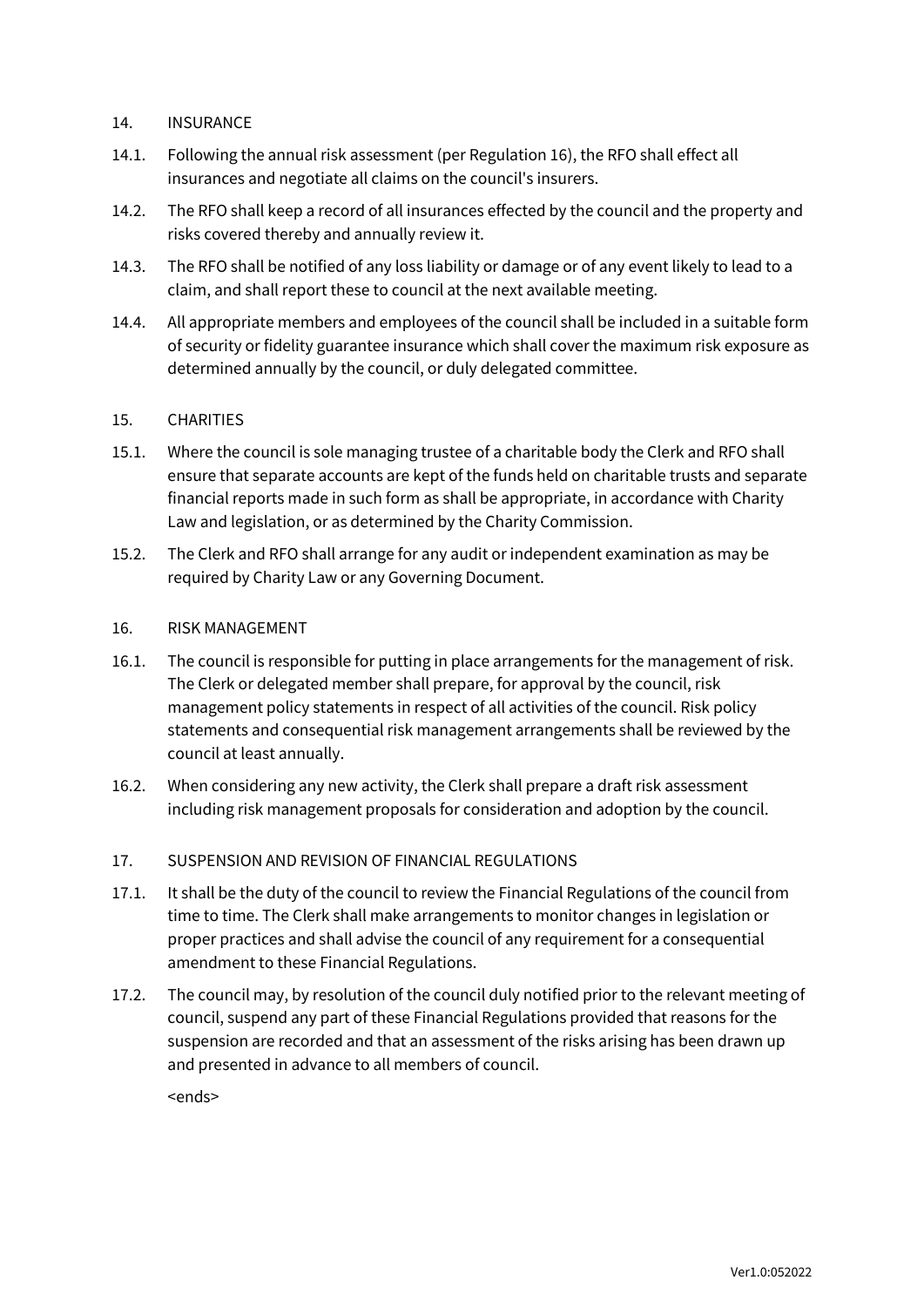## 14. INSURANCE

14.1. Following the annual risk assessment (per Regulation 16), the RFO shall effect all insurances and negotiate all claims on the council's insurers.

14.2. The RFO shall keep a record of all insurances effected by the council and the property and risks covered thereby and annually review it.

14.3. The RFO shall be notified of any loss liability or damage or of any event likely to lead to a claim, and shall report these to council at the next available meeting.

14.4. All appropriate members and employees of the council shall be included in a suitable form of security or fidelity guarantee insurance which shall cover the maximum risk exposure as determined annually by the council, or duly delegated committee.

## 15. CHARITIES

15.1. Where the council is sole managing trustee of a charitable body the Clerk and RFO shall ensure that separate accounts are kept of the funds held on charitable trusts and separate financial reports made in such form as shall be appropriate, in accordance with Charity Law and legislation, or as determined by the Charity Commission.

15.2. The Clerk and RFO shall arrange for any audit or independent examination as may be required by Charity Law or any Governing Document.

## 16. RISK MANAGEMENT

16.1. The council is responsible for putting in place arrangements for the management of risk. The Clerk or delegated member shall prepare, for approval by the council, risk management policy statements in respect of all activities of the council. Risk policy statements and consequential risk management arrangements shall be reviewed by the council at least annually.

16.2. When considering any new activity, the Clerk shall prepare a draft risk assessment including risk management proposals for consideration and adoption by the council.

## 17. SUSPENSION AND REVISION OF FINANCIAL REGULATIONS

17.1. It shall be the duty of the council to review the Financial Regulations of the council from time to time. The Clerk shall make arrangements to monitor changes in legislation or proper practices and shall advise the council of any requirement for a consequential amendment to these Financial Regulations.

17.2. The council may, by resolution of the council duly notified prior to the relevant meeting of council, suspend any part of these Financial Regulations provided that reasons for the suspension are recorded and that an assessment of the risks arising has been drawn up and presented in advance to all members of council.

<ends>

Ver1.0:052022